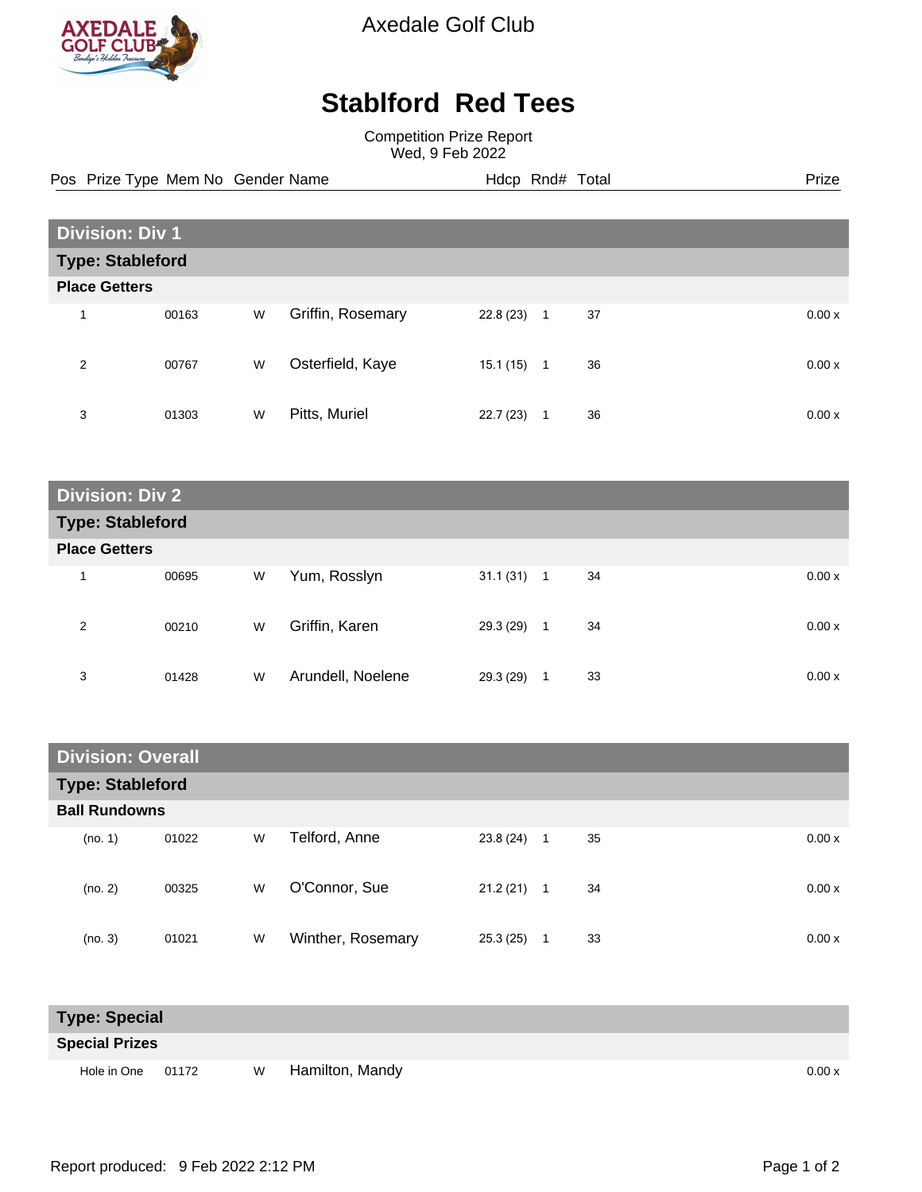Axedale Golf Club

# Stablford Red Tees

Competition Prize Report
Wed, 9 Feb 2022

| Pos | Prize Type | Mem No | Gender | Name | Hdcp | Rnd# | Total | Prize |
|---|---|---|---|---|---|---|---|---|
| **Division: Div 1** | | | | | | | | |
| **Type: Stableford** | | | | | | | | |
| **Place Getters** | | | | | | | | |
| 1 | | 00163 | W | Griffin, Rosemary | 22.8 (23) | 1 | 37 | 0.00 x |
| 2 | | 00767 | W | Osterfield, Kaye | 15.1 (15) | 1 | 36 | 0.00 x |
| 3 | | 01303 | W | Pitts, Muriel | 22.7 (23) | 1 | 36 | 0.00 x |
| **Division: Div 2** | | | | | | | | |
| **Type: Stableford** | | | | | | | | |
| **Place Getters** | | | | | | | | |
| 1 | | 00695 | W | Yum, Rosslyn | 31.1 (31) | 1 | 34 | 0.00 x |
| 2 | | 00210 | W | Griffin, Karen | 29.3 (29) | 1 | 34 | 0.00 x |
| 3 | | 01428 | W | Arundell, Noelene | 29.3 (29) | 1 | 33 | 0.00 x |
| **Division: Overall** | | | | | | | | |
| **Type: Stableford** | | | | | | | | |
| **Ball Rundowns** | | | | | | | | |
| (no. 1) | | 01022 | W | Telford, Anne | 23.8 (24) | 1 | 35 | 0.00 x |
| (no. 2) | | 00325 | W | O'Connor, Sue | 21.2 (21) | 1 | 34 | 0.00 x |
| (no. 3) | | 01021 | W | Winther, Rosemary | 25.3 (25) | 1 | 33 | 0.00 x |
| **Type: Special** | | | | | | | | |
| **Special Prizes** | | | | | | | | |
| | Hole in One | 01172 | W | Hamilton, Mandy | | | | 0.00 x |

Report produced: 9 Feb 2022 2:12 PM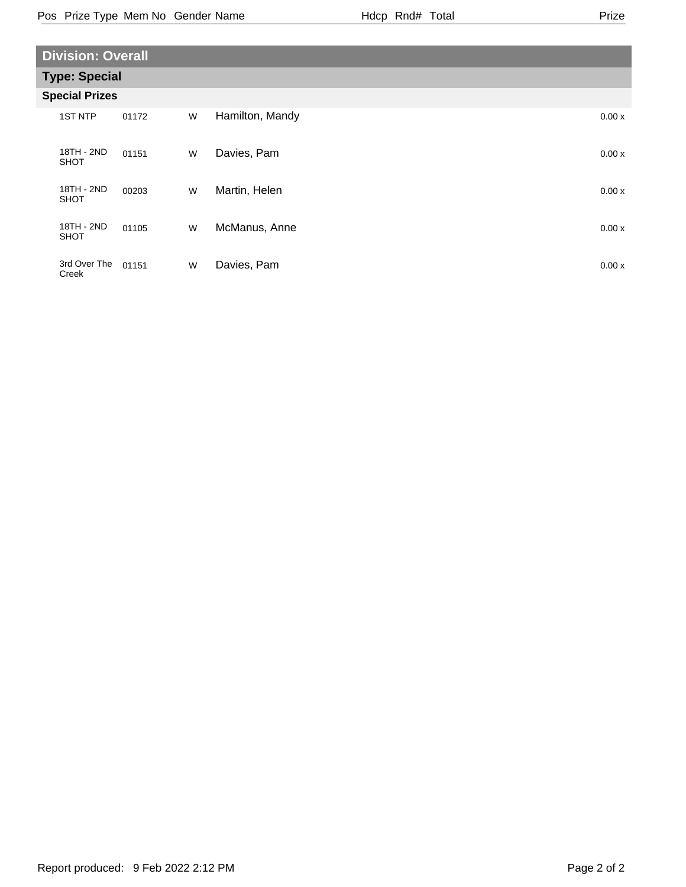| Pos | Prize Type | Mem No | Gender | Name | Hdcp | Rnd# | Total | Prize |
|---|---|---|---|---|---|---|---|---|

## Division: Overall

### Type: Special

**Special Prizes**

| Pos | Prize Type | Mem No | Gender | Name | Hdcp | Rnd# | Total | Prize |
|---|---|---|---|---|---|---|---|---|
| | 1ST NTP | 01172 | W | Hamilton, Mandy | | | | 0.00 x |
| | 18TH - 2ND SHOT | 01151 | W | Davies, Pam | | | | 0.00 x |
| | 18TH - 2ND SHOT | 00203 | W | Martin, Helen | | | | 0.00 x |
| | 18TH - 2ND SHOT | 01105 | W | McManus, Anne | | | | 0.00 x |
| | 3rd Over The Creek | 01151 | W | Davies, Pam | | | | 0.00 x |

Report produced: 9 Feb 2022 2:12 PM